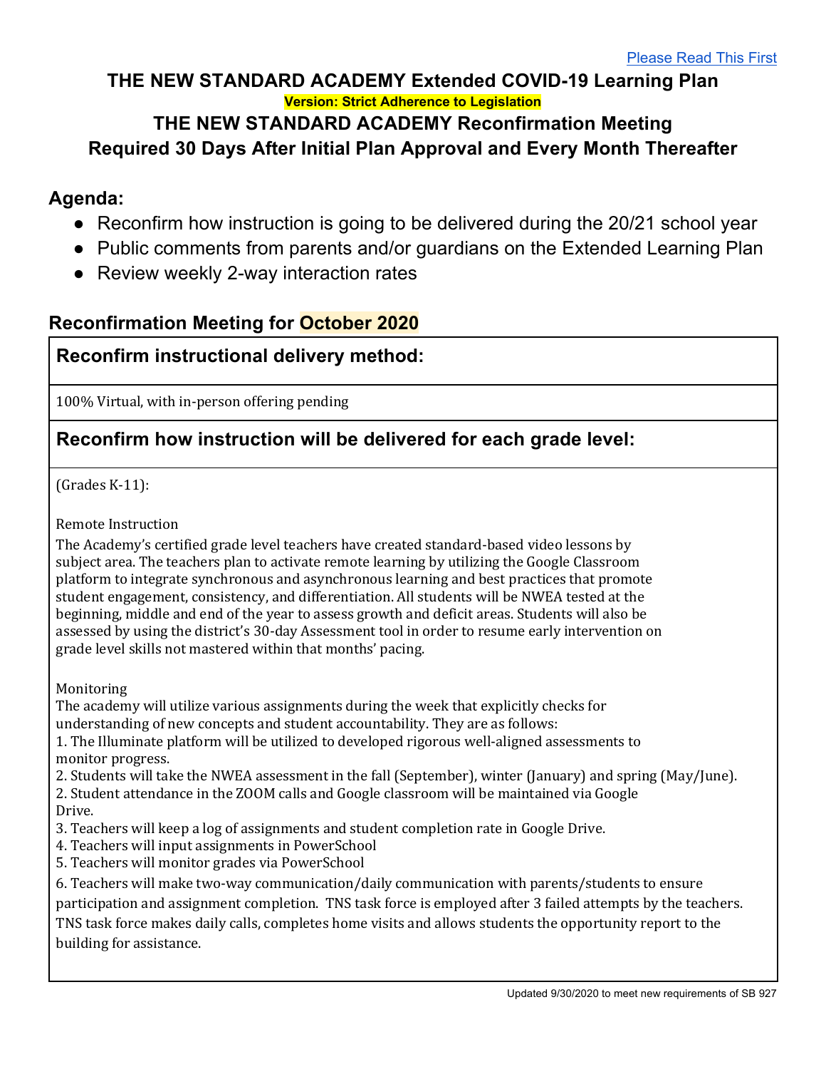Please Read This First

# THE NEW STANDARD ACADEMY Extended COVID-19 Learning Plan

**Version: Strict Adherence to Legislation**

## THE NEW STANDARD ACADEMY Reconfirmation Meeting Required 30 Days After Initial Plan Approval and Every Month Thereafter

## Agenda:

- Reconfirm how instruction is going to be delivered during the 20/21 school year
- Public comments from parents and/or guardians on the Extended Learning Plan
- Review weekly 2-way interaction rates

## Reconfirmation Meeting for October 2020

### Reconfirm instructional delivery method:

100% Virtual, with in-person offering pending

### Reconfirm how instruction will be delivered for each grade level:

(Grades K-11):

Remote Instruction

The Academy's certified grade level teachers have created standard-based video lessons by subject area. The teachers plan to activate remote learning by utilizing the Google Classroom platform to integrate synchronous and asynchronous learning and best practices that promote student engagement, consistency, and differentiation. All students will be NWEA tested at the beginning, middle and end of the year to assess growth and deficit areas. Students will also be assessed by using the district's 30-day Assessment tool in order to resume early intervention on grade level skills not mastered within that months' pacing.

Monitoring

The academy will utilize various assignments during the week that explicitly checks for understanding of new concepts and student accountability. They are as follows:

1. The Illuminate platform will be utilized to developed rigorous well-aligned assessments to monitor progress.
2. Students will take the NWEA assessment in the fall (September), winter (January) and spring (May/June).
2. Student attendance in the ZOOM calls and Google classroom will be maintained via Google Drive.
3. Teachers will keep a log of assignments and student completion rate in Google Drive.
4. Teachers will input assignments in PowerSchool
5. Teachers will monitor grades via PowerSchool
6. Teachers will make two-way communication/daily communication with parents/students to ensure participation and assignment completion. TNS task force is employed after 3 failed attempts by the teachers. TNS task force makes daily calls, completes home visits and allows students the opportunity report to the building for assistance.

Updated 9/30/2020 to meet new requirements of SB 927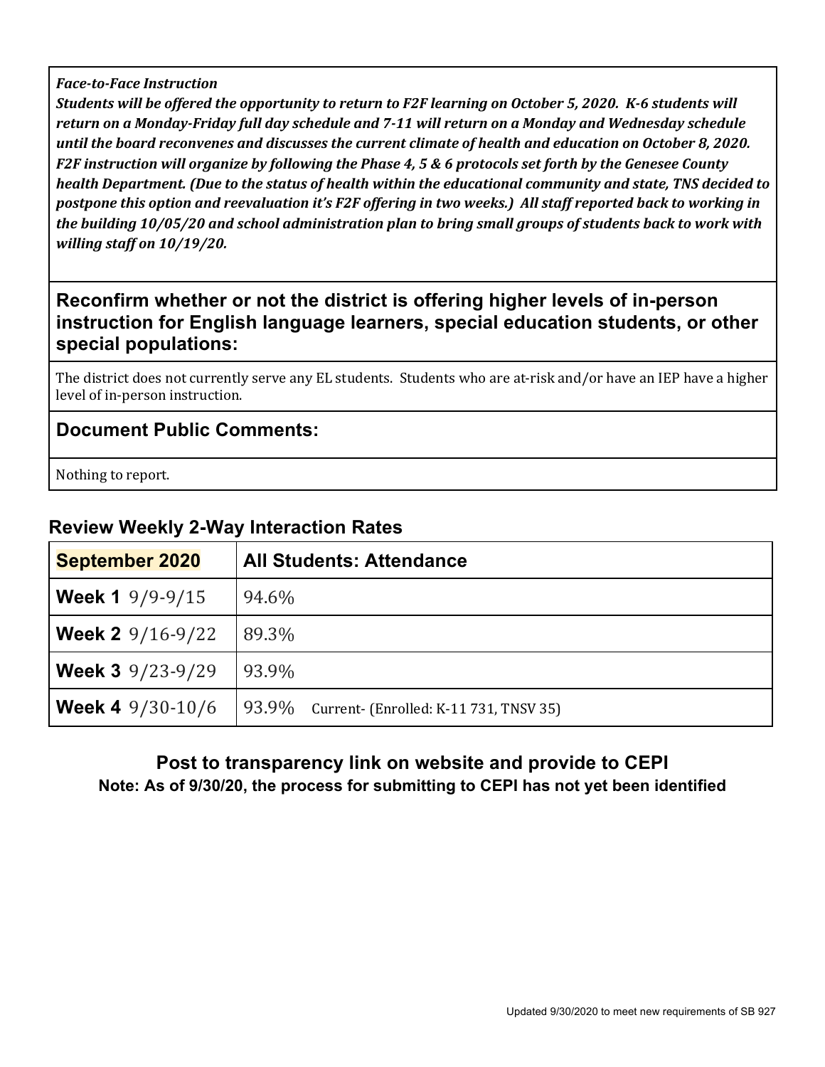***Face-to-Face Instruction***

***Students will be offered the opportunity to return to F2F learning on October 5, 2020. K-6 students will return on a Monday-Friday full day schedule and 7-11 will return on a Monday and Wednesday schedule until the board reconvenes and discusses the current climate of health and education on October 8, 2020. F2F instruction will organize by following the Phase 4, 5 & 6 protocols set forth by the Genesee County health Department. (Due to the status of health within the educational community and state, TNS decided to postpone this option and reevaluation it's F2F offering in two weeks.) All staff reported back to working in the building 10/05/20 and school administration plan to bring small groups of students back to work with willing staff on 10/19/20.***

## Reconfirm whether or not the district is offering higher levels of in-person instruction for English language learners, special education students, or other special populations:

The district does not currently serve any EL students. Students who are at-risk and/or have an IEP have a higher level of in-person instruction.

## Document Public Comments:

Nothing to report.

## Review Weekly 2-Way Interaction Rates

| **September 2020** | **All Students: Attendance** |
|---|---|
| **Week 1** 9/9-9/15 | 94.6% |
| **Week 2** 9/16-9/22 | 89.3% |
| **Week 3** 9/23-9/29 | 93.9% |
| **Week 4** 9/30-10/6 | 93.9% Current- (Enrolled: K-11 731, TNSV 35) |

### Post to transparency link on website and provide to CEPI

**Note: As of 9/30/20, the process for submitting to CEPI has not yet been identified**

Updated 9/30/2020 to meet new requirements of SB 927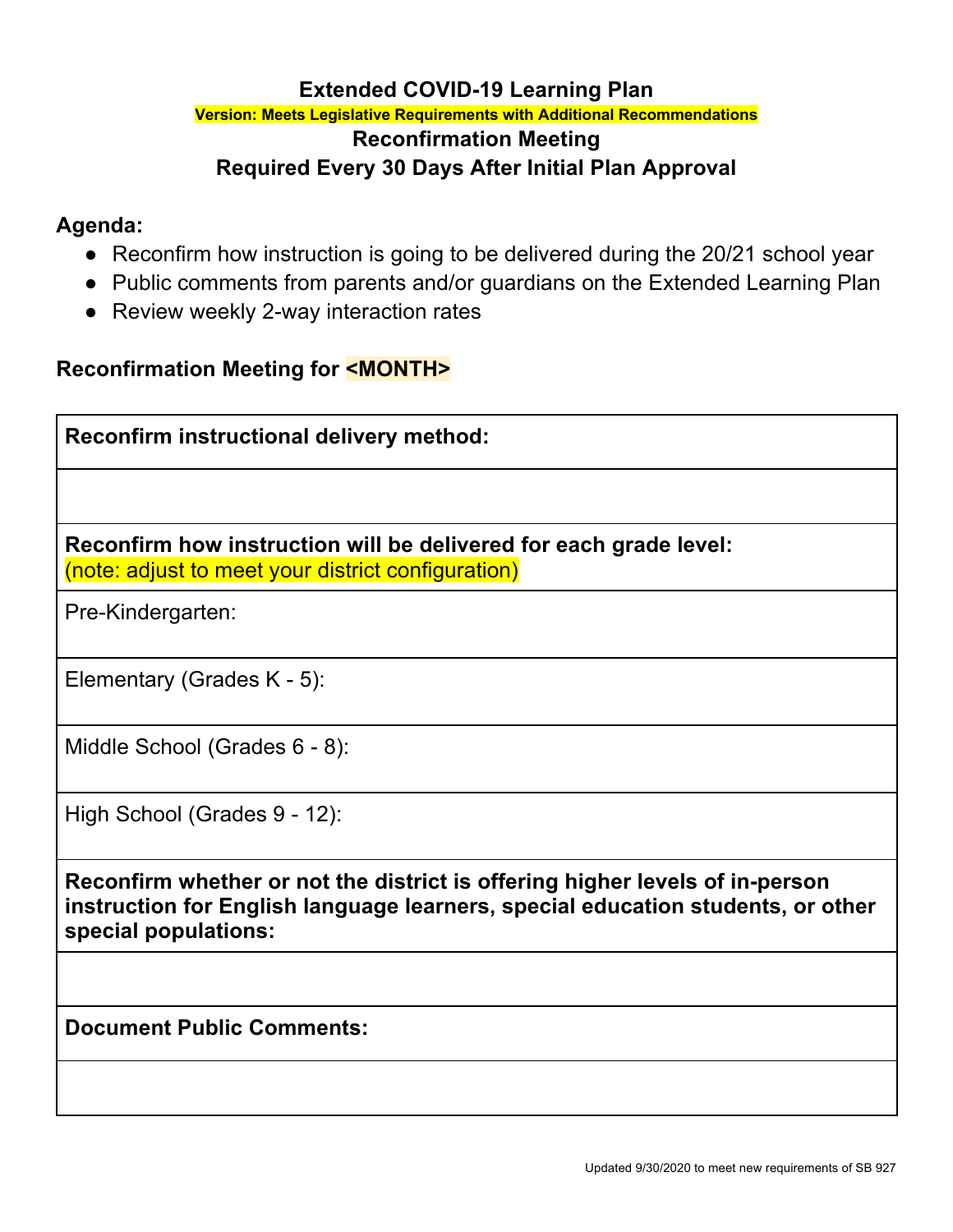# Extended COVID-19 Learning Plan

**Version: Meets Legislative Requirements with Additional Recommendations**

## Reconfirmation Meeting

## Required Every 30 Days After Initial Plan Approval

**Agenda:**

- Reconfirm how instruction is going to be delivered during the 20/21 school year
- Public comments from parents and/or guardians on the Extended Learning Plan
- Review weekly 2-way interaction rates

**Reconfirmation Meeting for <MONTH>**

| **Reconfirm instructional delivery method:** |
|---|
| |
| **Reconfirm how instruction will be delivered for each grade level:** (note: adjust to meet your district configuration) |
| Pre-Kindergarten: |
| Elementary (Grades K - 5): |
| Middle School (Grades 6 - 8): |
| High School (Grades 9 - 12): |
| **Reconfirm whether or not the district is offering higher levels of in-person instruction for English language learners, special education students, or other special populations:** |
| |
| **Document Public Comments:** |
| |

Updated 9/30/2020 to meet new requirements of SB 927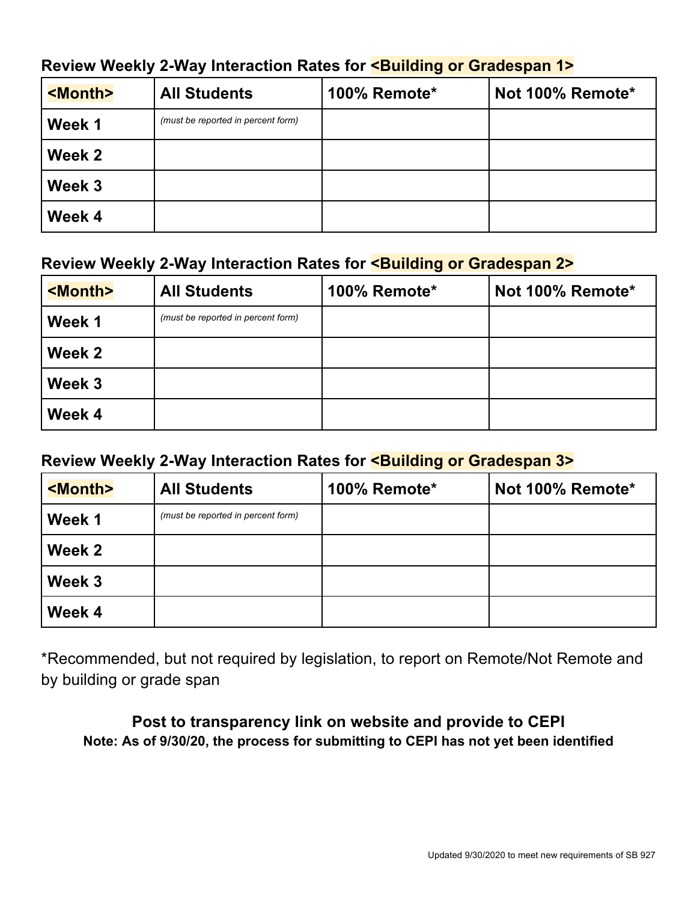### Review Weekly 2-Way Interaction Rates for <Building or Gradespan 1>

| <Month> | All Students | 100% Remote* | Not 100% Remote* |
|---|---|---|---|
| Week 1 | *(must be reported in percent form)* | | |
| Week 2 | | | |
| Week 3 | | | |
| Week 4 | | | |

### Review Weekly 2-Way Interaction Rates for <Building or Gradespan 2>

| <Month> | All Students | 100% Remote* | Not 100% Remote* |
|---|---|---|---|
| Week 1 | *(must be reported in percent form)* | | |
| Week 2 | | | |
| Week 3 | | | |
| Week 4 | | | |

### Review Weekly 2-Way Interaction Rates for <Building or Gradespan 3>

| <Month> | All Students | 100% Remote* | Not 100% Remote* |
|---|---|---|---|
| Week 1 | *(must be reported in percent form)* | | |
| Week 2 | | | |
| Week 3 | | | |
| Week 4 | | | |

*Recommended, but not required by legislation, to report on Remote/Not Remote and by building or grade span

**Post to transparency link on website and provide to CEPI**

**Note: As of 9/30/20, the process for submitting to CEPI has not yet been identified**

Updated 9/30/2020 to meet new requirements of SB 927